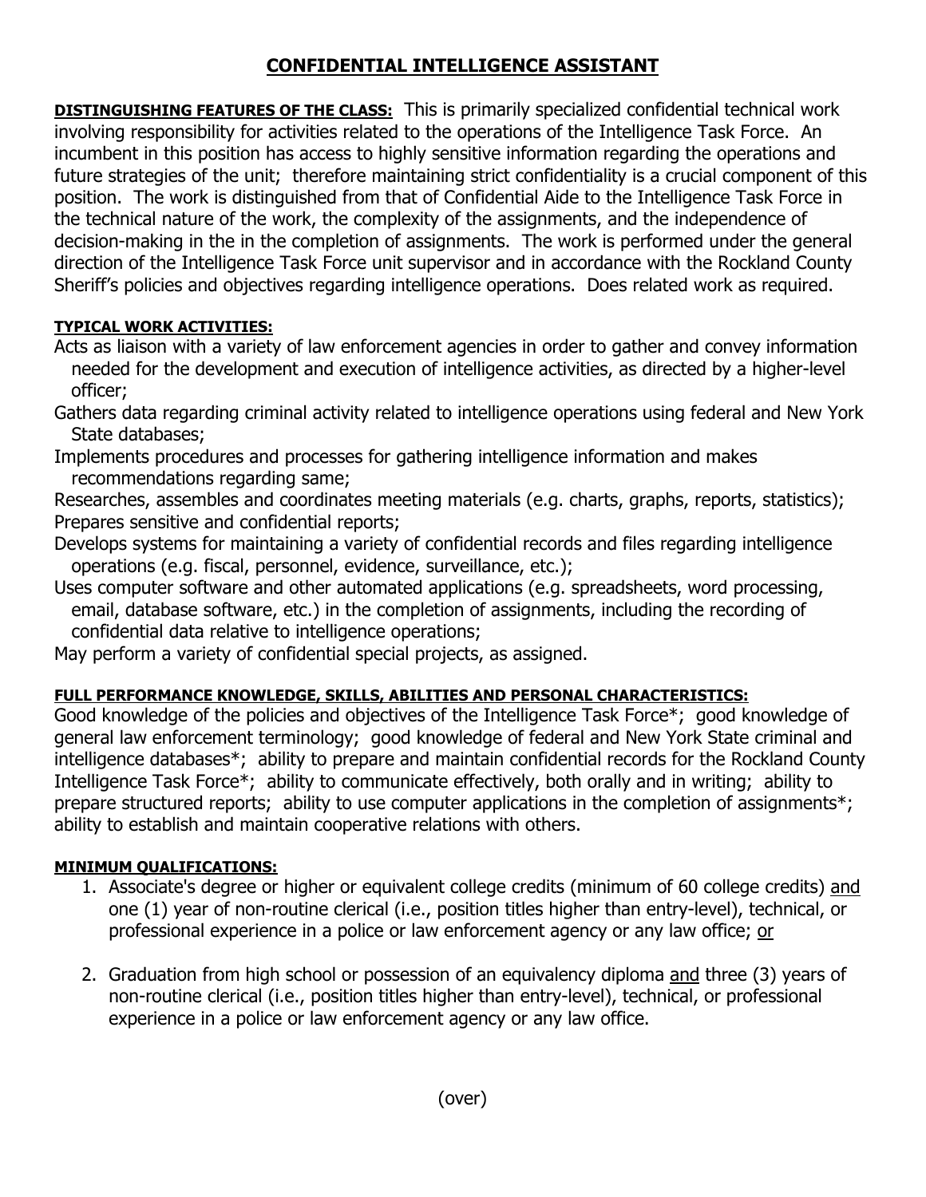# CONFIDENTIAL INTELLIGENCE ASSISTANT

**DISTINGUISHING FEATURES OF THE CLASS:** This is primarily specialized confidential technical work involving responsibility for activities related to the operations of the Intelligence Task Force. An incumbent in this position has access to highly sensitive information regarding the operations and future strategies of the unit; therefore maintaining strict confidentiality is a crucial component of this position. The work is distinguished from that of Confidential Aide to the Intelligence Task Force in the technical nature of the work, the complexity of the assignments, and the independence of decision-making in the in the completion of assignments. The work is performed under the general direction of the Intelligence Task Force unit supervisor and in accordance with the Rockland County Sheriff's policies and objectives regarding intelligence operations. Does related work as required.

**TYPICAL WORK ACTIVITIES:**

Acts as liaison with a variety of law enforcement agencies in order to gather and convey information needed for the development and execution of intelligence activities, as directed by a higher-level officer;

Gathers data regarding criminal activity related to intelligence operations using federal and New York State databases;

Implements procedures and processes for gathering intelligence information and makes recommendations regarding same;

Researches, assembles and coordinates meeting materials (e.g. charts, graphs, reports, statistics);

Prepares sensitive and confidential reports;

Develops systems for maintaining a variety of confidential records and files regarding intelligence operations (e.g. fiscal, personnel, evidence, surveillance, etc.);

Uses computer software and other automated applications (e.g. spreadsheets, word processing, email, database software, etc.) in the completion of assignments, including the recording of confidential data relative to intelligence operations;

May perform a variety of confidential special projects, as assigned.

**FULL PERFORMANCE KNOWLEDGE, SKILLS, ABILITIES AND PERSONAL CHARACTERISTICS:**

Good knowledge of the policies and objectives of the Intelligence Task Force*; good knowledge of general law enforcement terminology; good knowledge of federal and New York State criminal and intelligence databases*; ability to prepare and maintain confidential records for the Rockland County Intelligence Task Force*; ability to communicate effectively, both orally and in writing; ability to prepare structured reports; ability to use computer applications in the completion of assignments*; ability to establish and maintain cooperative relations with others.

**MINIMUM QUALIFICATIONS:**

1. Associate's degree or higher or equivalent college credits (minimum of 60 college credits) and one (1) year of non-routine clerical (i.e., position titles higher than entry-level), technical, or professional experience in a police or law enforcement agency or any law office; or

2. Graduation from high school or possession of an equivalency diploma and three (3) years of non-routine clerical (i.e., position titles higher than entry-level), technical, or professional experience in a police or law enforcement agency or any law office.

(over)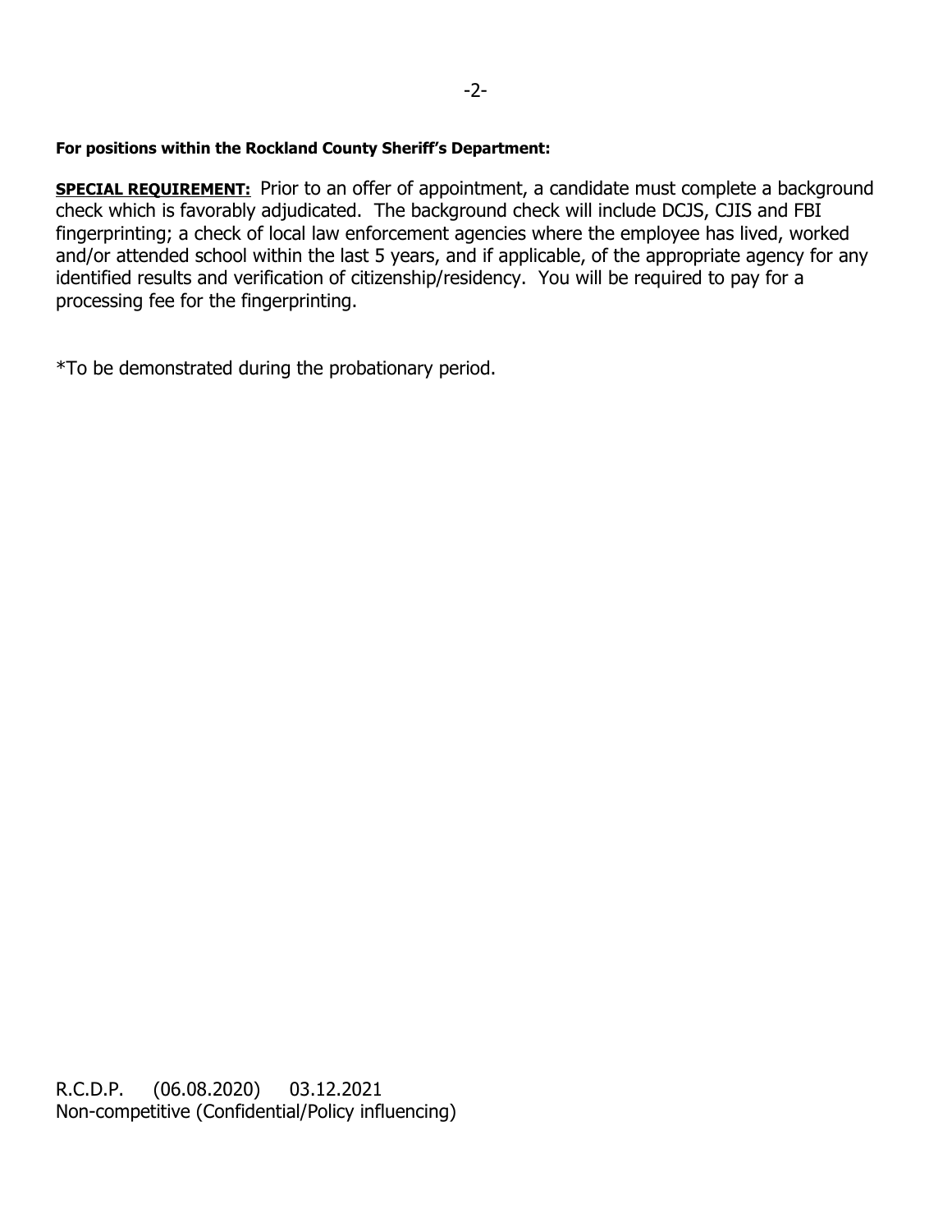**For positions within the Rockland County Sheriff's Department:**

**SPECIAL REQUIREMENT:** Prior to an offer of appointment, a candidate must complete a background check which is favorably adjudicated. The background check will include DCJS, CJIS and FBI fingerprinting; a check of local law enforcement agencies where the employee has lived, worked and/or attended school within the last 5 years, and if applicable, of the appropriate agency for any identified results and verification of citizenship/residency. You will be required to pay for a processing fee for the fingerprinting.

*To be demonstrated during the probationary period.

R.C.D.P. (06.08.2020) 03.12.2021
Non-competitive (Confidential/Policy influencing)